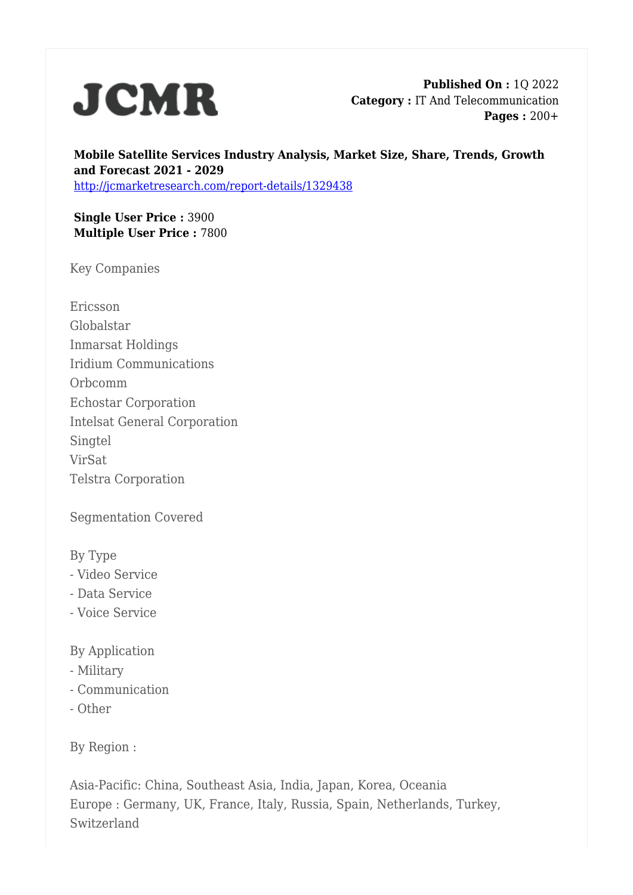JCMR

**Published On :** 1Q 2022
**Category :** IT And Telecommunication
**Pages :** 200+

**Mobile Satellite Services Industry Analysis, Market Size, Share, Trends, Growth and Forecast 2021 - 2029**
http://jcmarketresearch.com/report-details/1329438

**Single User Price :** 3900
**Multiple User Price :** 7800

Key Companies

Ericsson
Globalstar
Inmarsat Holdings
Iridium Communications
Orbcomm
Echostar Corporation
Intelsat General Corporation
Singtel
VirSat
Telstra Corporation

Segmentation Covered

By Type
- Video Service
- Data Service
- Voice Service

By Application
- Military
- Communication
- Other

By Region :

Asia-Pacific: China, Southeast Asia, India, Japan, Korea, Oceania
Europe : Germany, UK, France, Italy, Russia, Spain, Netherlands, Turkey, Switzerland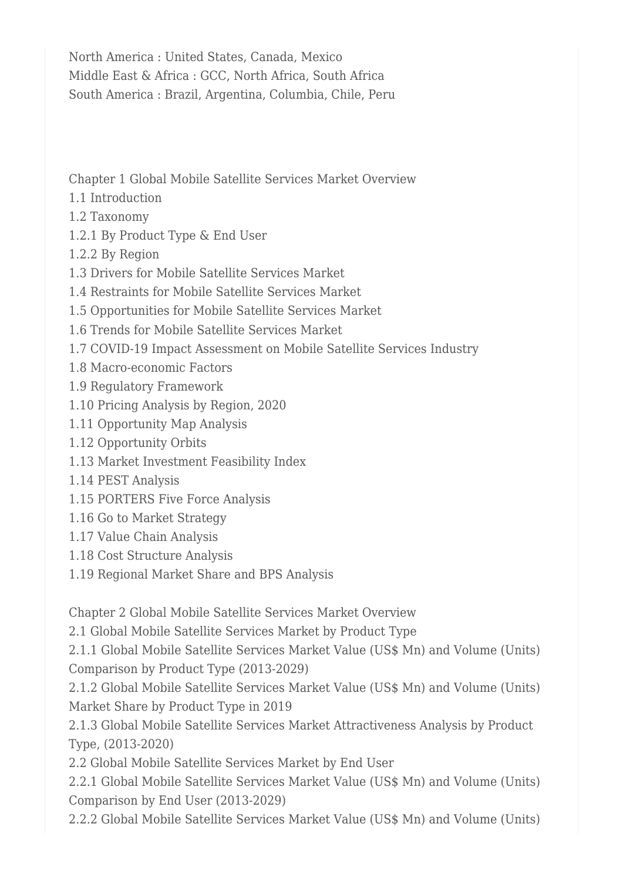North America : United States, Canada, Mexico
Middle East & Africa : GCC, North Africa, South Africa
South America : Brazil, Argentina, Columbia, Chile, Peru

Chapter 1 Global Mobile Satellite Services Market Overview
1.1 Introduction
1.2 Taxonomy
1.2.1 By Product Type & End User
1.2.2 By Region
1.3 Drivers for Mobile Satellite Services Market
1.4 Restraints for Mobile Satellite Services Market
1.5 Opportunities for Mobile Satellite Services Market
1.6 Trends for Mobile Satellite Services Market
1.7 COVID-19 Impact Assessment on Mobile Satellite Services Industry
1.8 Macro-economic Factors
1.9 Regulatory Framework
1.10 Pricing Analysis by Region, 2020
1.11 Opportunity Map Analysis
1.12 Opportunity Orbits
1.13 Market Investment Feasibility Index
1.14 PEST Analysis
1.15 PORTERS Five Force Analysis
1.16 Go to Market Strategy
1.17 Value Chain Analysis
1.18 Cost Structure Analysis
1.19 Regional Market Share and BPS Analysis

Chapter 2 Global Mobile Satellite Services Market Overview
2.1 Global Mobile Satellite Services Market by Product Type
2.1.1 Global Mobile Satellite Services Market Value (US$ Mn) and Volume (Units) Comparison by Product Type (2013-2029)
2.1.2 Global Mobile Satellite Services Market Value (US$ Mn) and Volume (Units) Market Share by Product Type in 2019
2.1.3 Global Mobile Satellite Services Market Attractiveness Analysis by Product Type, (2013-2020)
2.2 Global Mobile Satellite Services Market by End User
2.2.1 Global Mobile Satellite Services Market Value (US$ Mn) and Volume (Units) Comparison by End User (2013-2029)
2.2.2 Global Mobile Satellite Services Market Value (US$ Mn) and Volume (Units)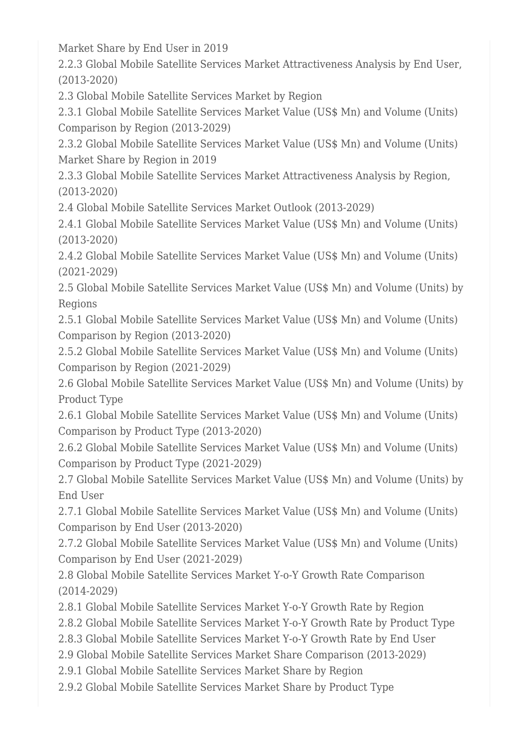Market Share by End User in 2019

2.2.3 Global Mobile Satellite Services Market Attractiveness Analysis by End User, (2013-2020)

2.3 Global Mobile Satellite Services Market by Region

2.3.1 Global Mobile Satellite Services Market Value (US$ Mn) and Volume (Units) Comparison by Region (2013-2029)

2.3.2 Global Mobile Satellite Services Market Value (US$ Mn) and Volume (Units) Market Share by Region in 2019

2.3.3 Global Mobile Satellite Services Market Attractiveness Analysis by Region, (2013-2020)

2.4 Global Mobile Satellite Services Market Outlook (2013-2029)

2.4.1 Global Mobile Satellite Services Market Value (US$ Mn) and Volume (Units) (2013-2020)

2.4.2 Global Mobile Satellite Services Market Value (US$ Mn) and Volume (Units) (2021-2029)

2.5 Global Mobile Satellite Services Market Value (US$ Mn) and Volume (Units) by Regions

2.5.1 Global Mobile Satellite Services Market Value (US$ Mn) and Volume (Units) Comparison by Region (2013-2020)

2.5.2 Global Mobile Satellite Services Market Value (US$ Mn) and Volume (Units) Comparison by Region (2021-2029)

2.6 Global Mobile Satellite Services Market Value (US$ Mn) and Volume (Units) by Product Type

2.6.1 Global Mobile Satellite Services Market Value (US$ Mn) and Volume (Units) Comparison by Product Type (2013-2020)

2.6.2 Global Mobile Satellite Services Market Value (US$ Mn) and Volume (Units) Comparison by Product Type (2021-2029)

2.7 Global Mobile Satellite Services Market Value (US$ Mn) and Volume (Units) by End User

2.7.1 Global Mobile Satellite Services Market Value (US$ Mn) and Volume (Units) Comparison by End User (2013-2020)

2.7.2 Global Mobile Satellite Services Market Value (US$ Mn) and Volume (Units) Comparison by End User (2021-2029)

2.8 Global Mobile Satellite Services Market Y-o-Y Growth Rate Comparison (2014-2029)

2.8.1 Global Mobile Satellite Services Market Y-o-Y Growth Rate by Region

2.8.2 Global Mobile Satellite Services Market Y-o-Y Growth Rate by Product Type

2.8.3 Global Mobile Satellite Services Market Y-o-Y Growth Rate by End User

2.9 Global Mobile Satellite Services Market Share Comparison (2013-2029)

2.9.1 Global Mobile Satellite Services Market Share by Region

2.9.2 Global Mobile Satellite Services Market Share by Product Type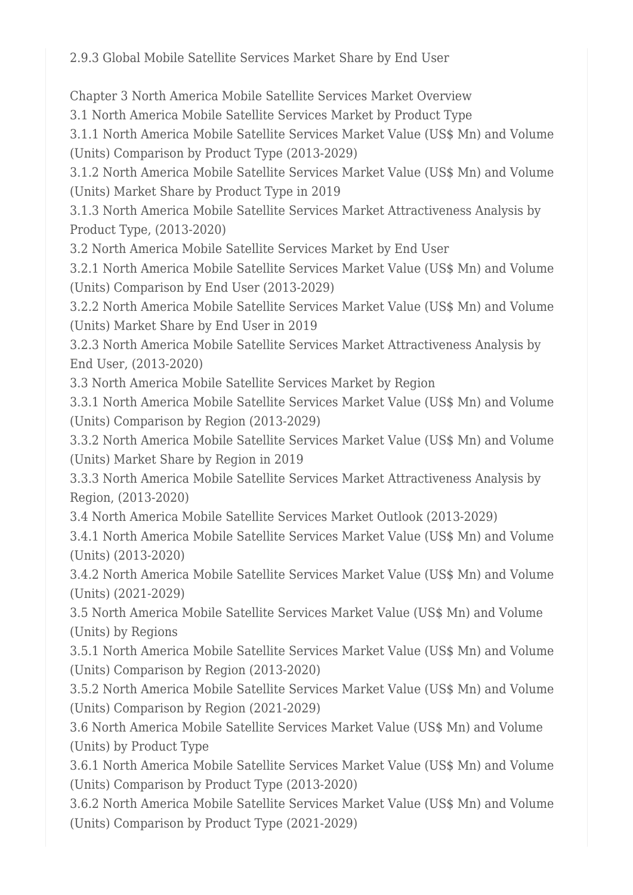2.9.3 Global Mobile Satellite Services Market Share by End User

Chapter 3 North America Mobile Satellite Services Market Overview
3.1 North America Mobile Satellite Services Market by Product Type
3.1.1 North America Mobile Satellite Services Market Value (US$ Mn) and Volume (Units) Comparison by Product Type (2013-2029)
3.1.2 North America Mobile Satellite Services Market Value (US$ Mn) and Volume (Units) Market Share by Product Type in 2019
3.1.3 North America Mobile Satellite Services Market Attractiveness Analysis by Product Type, (2013-2020)
3.2 North America Mobile Satellite Services Market by End User
3.2.1 North America Mobile Satellite Services Market Value (US$ Mn) and Volume (Units) Comparison by End User (2013-2029)
3.2.2 North America Mobile Satellite Services Market Value (US$ Mn) and Volume (Units) Market Share by End User in 2019
3.2.3 North America Mobile Satellite Services Market Attractiveness Analysis by End User, (2013-2020)
3.3 North America Mobile Satellite Services Market by Region
3.3.1 North America Mobile Satellite Services Market Value (US$ Mn) and Volume (Units) Comparison by Region (2013-2029)
3.3.2 North America Mobile Satellite Services Market Value (US$ Mn) and Volume (Units) Market Share by Region in 2019
3.3.3 North America Mobile Satellite Services Market Attractiveness Analysis by Region, (2013-2020)
3.4 North America Mobile Satellite Services Market Outlook (2013-2029)
3.4.1 North America Mobile Satellite Services Market Value (US$ Mn) and Volume (Units) (2013-2020)
3.4.2 North America Mobile Satellite Services Market Value (US$ Mn) and Volume (Units) (2021-2029)
3.5 North America Mobile Satellite Services Market Value (US$ Mn) and Volume (Units) by Regions
3.5.1 North America Mobile Satellite Services Market Value (US$ Mn) and Volume (Units) Comparison by Region (2013-2020)
3.5.2 North America Mobile Satellite Services Market Value (US$ Mn) and Volume (Units) Comparison by Region (2021-2029)
3.6 North America Mobile Satellite Services Market Value (US$ Mn) and Volume (Units) by Product Type
3.6.1 North America Mobile Satellite Services Market Value (US$ Mn) and Volume (Units) Comparison by Product Type (2013-2020)
3.6.2 North America Mobile Satellite Services Market Value (US$ Mn) and Volume (Units) Comparison by Product Type (2021-2029)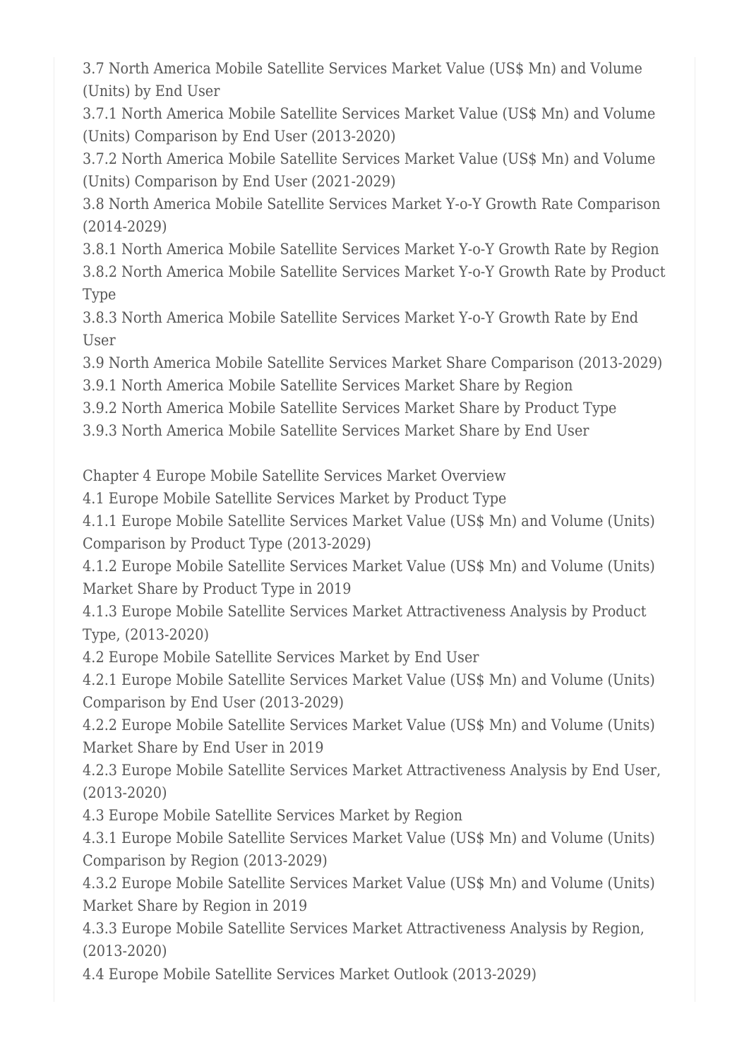3.7 North America Mobile Satellite Services Market Value (US$ Mn) and Volume (Units) by End User

3.7.1 North America Mobile Satellite Services Market Value (US$ Mn) and Volume (Units) Comparison by End User (2013-2020)

3.7.2 North America Mobile Satellite Services Market Value (US$ Mn) and Volume (Units) Comparison by End User (2021-2029)

3.8 North America Mobile Satellite Services Market Y-o-Y Growth Rate Comparison (2014-2029)

3.8.1 North America Mobile Satellite Services Market Y-o-Y Growth Rate by Region

3.8.2 North America Mobile Satellite Services Market Y-o-Y Growth Rate by Product Type

3.8.3 North America Mobile Satellite Services Market Y-o-Y Growth Rate by End User

3.9 North America Mobile Satellite Services Market Share Comparison (2013-2029)

3.9.1 North America Mobile Satellite Services Market Share by Region

3.9.2 North America Mobile Satellite Services Market Share by Product Type

3.9.3 North America Mobile Satellite Services Market Share by End User

Chapter 4 Europe Mobile Satellite Services Market Overview

4.1 Europe Mobile Satellite Services Market by Product Type

4.1.1 Europe Mobile Satellite Services Market Value (US$ Mn) and Volume (Units) Comparison by Product Type (2013-2029)

4.1.2 Europe Mobile Satellite Services Market Value (US$ Mn) and Volume (Units) Market Share by Product Type in 2019

4.1.3 Europe Mobile Satellite Services Market Attractiveness Analysis by Product Type, (2013-2020)

4.2 Europe Mobile Satellite Services Market by End User

4.2.1 Europe Mobile Satellite Services Market Value (US$ Mn) and Volume (Units) Comparison by End User (2013-2029)

4.2.2 Europe Mobile Satellite Services Market Value (US$ Mn) and Volume (Units) Market Share by End User in 2019

4.2.3 Europe Mobile Satellite Services Market Attractiveness Analysis by End User, (2013-2020)

4.3 Europe Mobile Satellite Services Market by Region

4.3.1 Europe Mobile Satellite Services Market Value (US$ Mn) and Volume (Units) Comparison by Region (2013-2029)

4.3.2 Europe Mobile Satellite Services Market Value (US$ Mn) and Volume (Units) Market Share by Region in 2019

4.3.3 Europe Mobile Satellite Services Market Attractiveness Analysis by Region, (2013-2020)

4.4 Europe Mobile Satellite Services Market Outlook (2013-2029)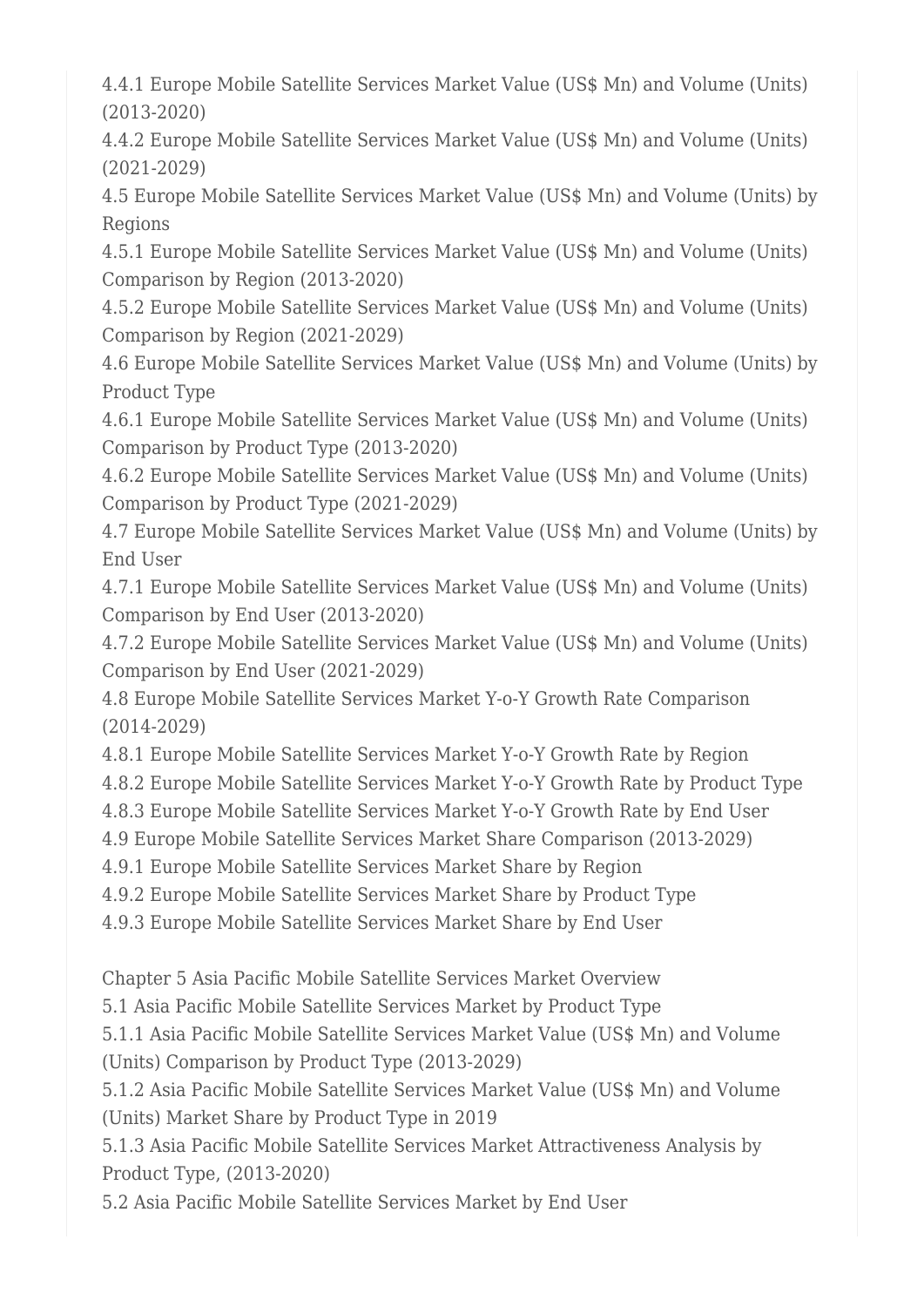4.4.1 Europe Mobile Satellite Services Market Value (US$ Mn) and Volume (Units) (2013-2020)
4.4.2 Europe Mobile Satellite Services Market Value (US$ Mn) and Volume (Units) (2021-2029)
4.5 Europe Mobile Satellite Services Market Value (US$ Mn) and Volume (Units) by Regions
4.5.1 Europe Mobile Satellite Services Market Value (US$ Mn) and Volume (Units) Comparison by Region (2013-2020)
4.5.2 Europe Mobile Satellite Services Market Value (US$ Mn) and Volume (Units) Comparison by Region (2021-2029)
4.6 Europe Mobile Satellite Services Market Value (US$ Mn) and Volume (Units) by Product Type
4.6.1 Europe Mobile Satellite Services Market Value (US$ Mn) and Volume (Units) Comparison by Product Type (2013-2020)
4.6.2 Europe Mobile Satellite Services Market Value (US$ Mn) and Volume (Units) Comparison by Product Type (2021-2029)
4.7 Europe Mobile Satellite Services Market Value (US$ Mn) and Volume (Units) by End User
4.7.1 Europe Mobile Satellite Services Market Value (US$ Mn) and Volume (Units) Comparison by End User (2013-2020)
4.7.2 Europe Mobile Satellite Services Market Value (US$ Mn) and Volume (Units) Comparison by End User (2021-2029)
4.8 Europe Mobile Satellite Services Market Y-o-Y Growth Rate Comparison (2014-2029)
4.8.1 Europe Mobile Satellite Services Market Y-o-Y Growth Rate by Region
4.8.2 Europe Mobile Satellite Services Market Y-o-Y Growth Rate by Product Type
4.8.3 Europe Mobile Satellite Services Market Y-o-Y Growth Rate by End User
4.9 Europe Mobile Satellite Services Market Share Comparison (2013-2029)
4.9.1 Europe Mobile Satellite Services Market Share by Region
4.9.2 Europe Mobile Satellite Services Market Share by Product Type
4.9.3 Europe Mobile Satellite Services Market Share by End User

Chapter 5 Asia Pacific Mobile Satellite Services Market Overview
5.1 Asia Pacific Mobile Satellite Services Market by Product Type
5.1.1 Asia Pacific Mobile Satellite Services Market Value (US$ Mn) and Volume (Units) Comparison by Product Type (2013-2029)
5.1.2 Asia Pacific Mobile Satellite Services Market Value (US$ Mn) and Volume (Units) Market Share by Product Type in 2019
5.1.3 Asia Pacific Mobile Satellite Services Market Attractiveness Analysis by Product Type, (2013-2020)
5.2 Asia Pacific Mobile Satellite Services Market by End User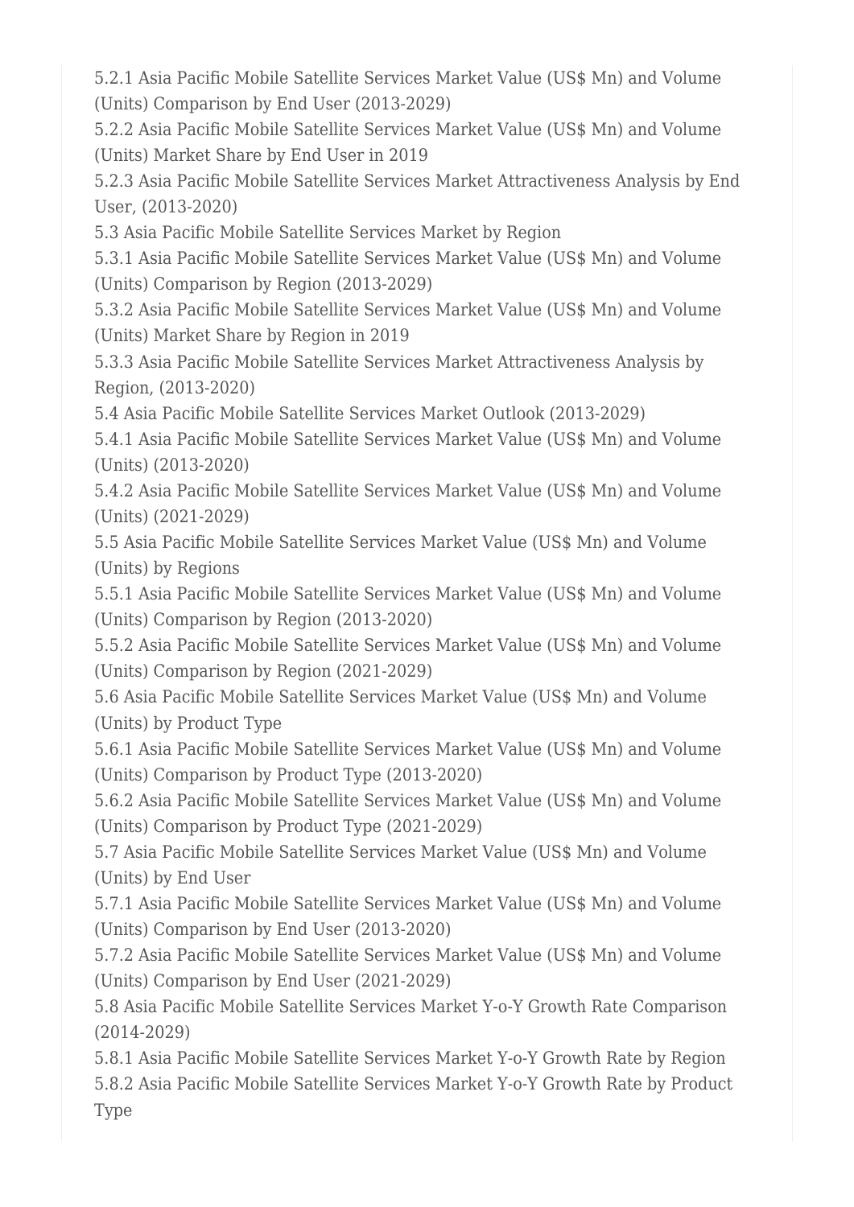5.2.1 Asia Pacific Mobile Satellite Services Market Value (US$ Mn) and Volume (Units) Comparison by End User (2013-2029)

5.2.2 Asia Pacific Mobile Satellite Services Market Value (US$ Mn) and Volume (Units) Market Share by End User in 2019

5.2.3 Asia Pacific Mobile Satellite Services Market Attractiveness Analysis by End User, (2013-2020)

5.3 Asia Pacific Mobile Satellite Services Market by Region

5.3.1 Asia Pacific Mobile Satellite Services Market Value (US$ Mn) and Volume (Units) Comparison by Region (2013-2029)

5.3.2 Asia Pacific Mobile Satellite Services Market Value (US$ Mn) and Volume (Units) Market Share by Region in 2019

5.3.3 Asia Pacific Mobile Satellite Services Market Attractiveness Analysis by Region, (2013-2020)

5.4 Asia Pacific Mobile Satellite Services Market Outlook (2013-2029)

5.4.1 Asia Pacific Mobile Satellite Services Market Value (US$ Mn) and Volume (Units) (2013-2020)

5.4.2 Asia Pacific Mobile Satellite Services Market Value (US$ Mn) and Volume (Units) (2021-2029)

5.5 Asia Pacific Mobile Satellite Services Market Value (US$ Mn) and Volume (Units) by Regions

5.5.1 Asia Pacific Mobile Satellite Services Market Value (US$ Mn) and Volume (Units) Comparison by Region (2013-2020)

5.5.2 Asia Pacific Mobile Satellite Services Market Value (US$ Mn) and Volume (Units) Comparison by Region (2021-2029)

5.6 Asia Pacific Mobile Satellite Services Market Value (US$ Mn) and Volume (Units) by Product Type

5.6.1 Asia Pacific Mobile Satellite Services Market Value (US$ Mn) and Volume (Units) Comparison by Product Type (2013-2020)

5.6.2 Asia Pacific Mobile Satellite Services Market Value (US$ Mn) and Volume (Units) Comparison by Product Type (2021-2029)

5.7 Asia Pacific Mobile Satellite Services Market Value (US$ Mn) and Volume (Units) by End User

5.7.1 Asia Pacific Mobile Satellite Services Market Value (US$ Mn) and Volume (Units) Comparison by End User (2013-2020)

5.7.2 Asia Pacific Mobile Satellite Services Market Value (US$ Mn) and Volume (Units) Comparison by End User (2021-2029)

5.8 Asia Pacific Mobile Satellite Services Market Y-o-Y Growth Rate Comparison (2014-2029)

5.8.1 Asia Pacific Mobile Satellite Services Market Y-o-Y Growth Rate by Region

5.8.2 Asia Pacific Mobile Satellite Services Market Y-o-Y Growth Rate by Product Type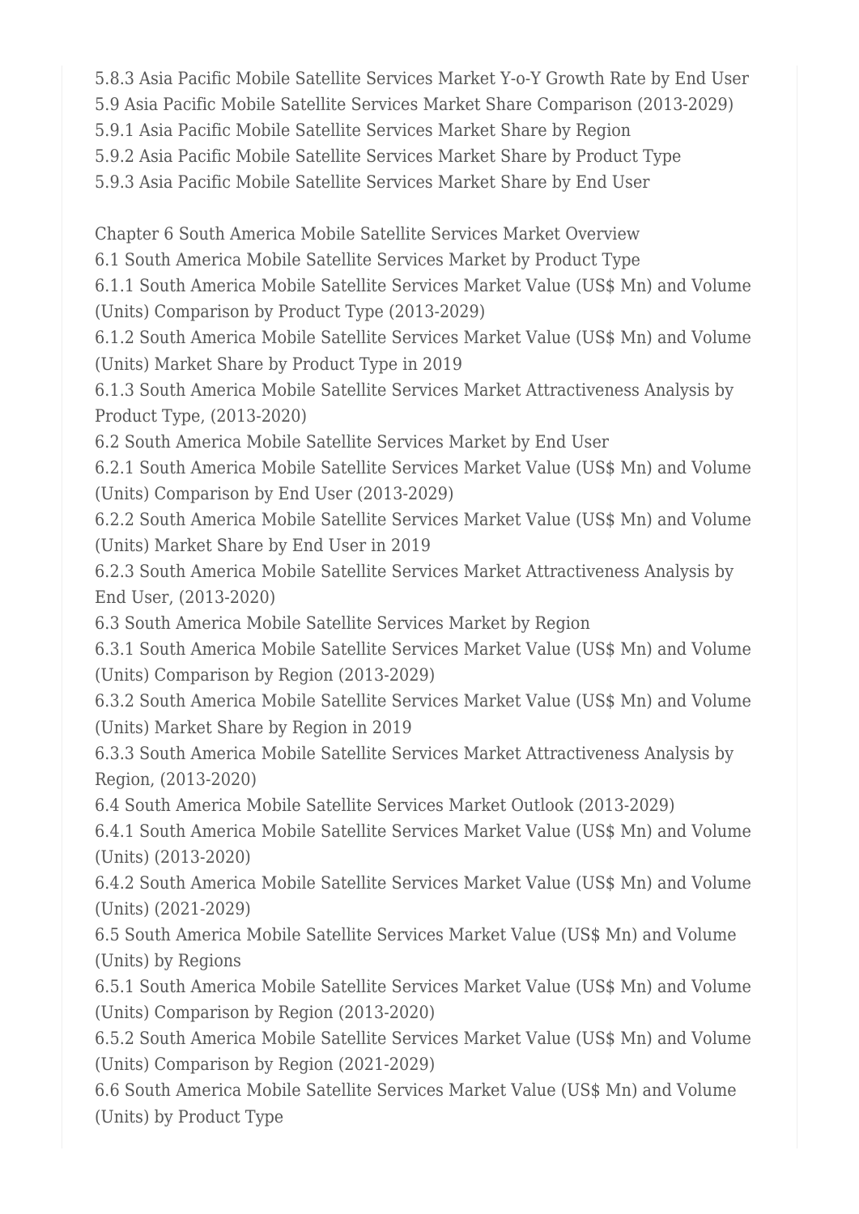5.8.3 Asia Pacific Mobile Satellite Services Market Y-o-Y Growth Rate by End User
5.9 Asia Pacific Mobile Satellite Services Market Share Comparison (2013-2029)
5.9.1 Asia Pacific Mobile Satellite Services Market Share by Region
5.9.2 Asia Pacific Mobile Satellite Services Market Share by Product Type
5.9.3 Asia Pacific Mobile Satellite Services Market Share by End User

Chapter 6 South America Mobile Satellite Services Market Overview
6.1 South America Mobile Satellite Services Market by Product Type
6.1.1 South America Mobile Satellite Services Market Value (US$ Mn) and Volume (Units) Comparison by Product Type (2013-2029)
6.1.2 South America Mobile Satellite Services Market Value (US$ Mn) and Volume (Units) Market Share by Product Type in 2019
6.1.3 South America Mobile Satellite Services Market Attractiveness Analysis by Product Type, (2013-2020)
6.2 South America Mobile Satellite Services Market by End User
6.2.1 South America Mobile Satellite Services Market Value (US$ Mn) and Volume (Units) Comparison by End User (2013-2029)
6.2.2 South America Mobile Satellite Services Market Value (US$ Mn) and Volume (Units) Market Share by End User in 2019
6.2.3 South America Mobile Satellite Services Market Attractiveness Analysis by End User, (2013-2020)
6.3 South America Mobile Satellite Services Market by Region
6.3.1 South America Mobile Satellite Services Market Value (US$ Mn) and Volume (Units) Comparison by Region (2013-2029)
6.3.2 South America Mobile Satellite Services Market Value (US$ Mn) and Volume (Units) Market Share by Region in 2019
6.3.3 South America Mobile Satellite Services Market Attractiveness Analysis by Region, (2013-2020)
6.4 South America Mobile Satellite Services Market Outlook (2013-2029)
6.4.1 South America Mobile Satellite Services Market Value (US$ Mn) and Volume (Units) (2013-2020)
6.4.2 South America Mobile Satellite Services Market Value (US$ Mn) and Volume (Units) (2021-2029)
6.5 South America Mobile Satellite Services Market Value (US$ Mn) and Volume (Units) by Regions
6.5.1 South America Mobile Satellite Services Market Value (US$ Mn) and Volume (Units) Comparison by Region (2013-2020)
6.5.2 South America Mobile Satellite Services Market Value (US$ Mn) and Volume (Units) Comparison by Region (2021-2029)
6.6 South America Mobile Satellite Services Market Value (US$ Mn) and Volume (Units) by Product Type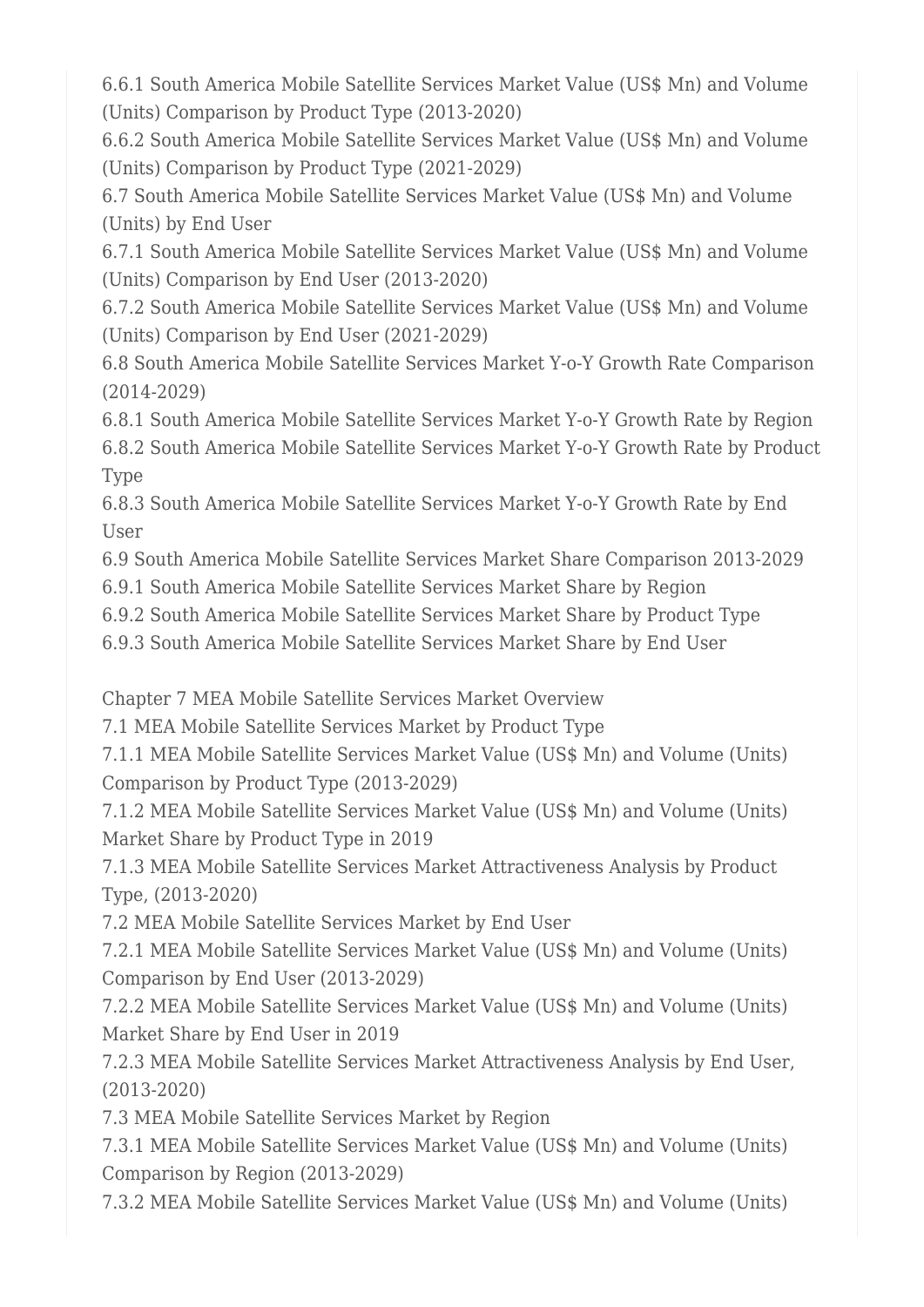6.6.1 South America Mobile Satellite Services Market Value (US$ Mn) and Volume (Units) Comparison by Product Type (2013-2020)
6.6.2 South America Mobile Satellite Services Market Value (US$ Mn) and Volume (Units) Comparison by Product Type (2021-2029)
6.7 South America Mobile Satellite Services Market Value (US$ Mn) and Volume (Units) by End User
6.7.1 South America Mobile Satellite Services Market Value (US$ Mn) and Volume (Units) Comparison by End User (2013-2020)
6.7.2 South America Mobile Satellite Services Market Value (US$ Mn) and Volume (Units) Comparison by End User (2021-2029)
6.8 South America Mobile Satellite Services Market Y-o-Y Growth Rate Comparison (2014-2029)
6.8.1 South America Mobile Satellite Services Market Y-o-Y Growth Rate by Region
6.8.2 South America Mobile Satellite Services Market Y-o-Y Growth Rate by Product Type
6.8.3 South America Mobile Satellite Services Market Y-o-Y Growth Rate by End User
6.9 South America Mobile Satellite Services Market Share Comparison 2013-2029
6.9.1 South America Mobile Satellite Services Market Share by Region
6.9.2 South America Mobile Satellite Services Market Share by Product Type
6.9.3 South America Mobile Satellite Services Market Share by End User

Chapter 7 MEA Mobile Satellite Services Market Overview
7.1 MEA Mobile Satellite Services Market by Product Type
7.1.1 MEA Mobile Satellite Services Market Value (US$ Mn) and Volume (Units) Comparison by Product Type (2013-2029)
7.1.2 MEA Mobile Satellite Services Market Value (US$ Mn) and Volume (Units) Market Share by Product Type in 2019
7.1.3 MEA Mobile Satellite Services Market Attractiveness Analysis by Product Type, (2013-2020)
7.2 MEA Mobile Satellite Services Market by End User
7.2.1 MEA Mobile Satellite Services Market Value (US$ Mn) and Volume (Units) Comparison by End User (2013-2029)
7.2.2 MEA Mobile Satellite Services Market Value (US$ Mn) and Volume (Units) Market Share by End User in 2019
7.2.3 MEA Mobile Satellite Services Market Attractiveness Analysis by End User, (2013-2020)
7.3 MEA Mobile Satellite Services Market by Region
7.3.1 MEA Mobile Satellite Services Market Value (US$ Mn) and Volume (Units) Comparison by Region (2013-2029)
7.3.2 MEA Mobile Satellite Services Market Value (US$ Mn) and Volume (Units)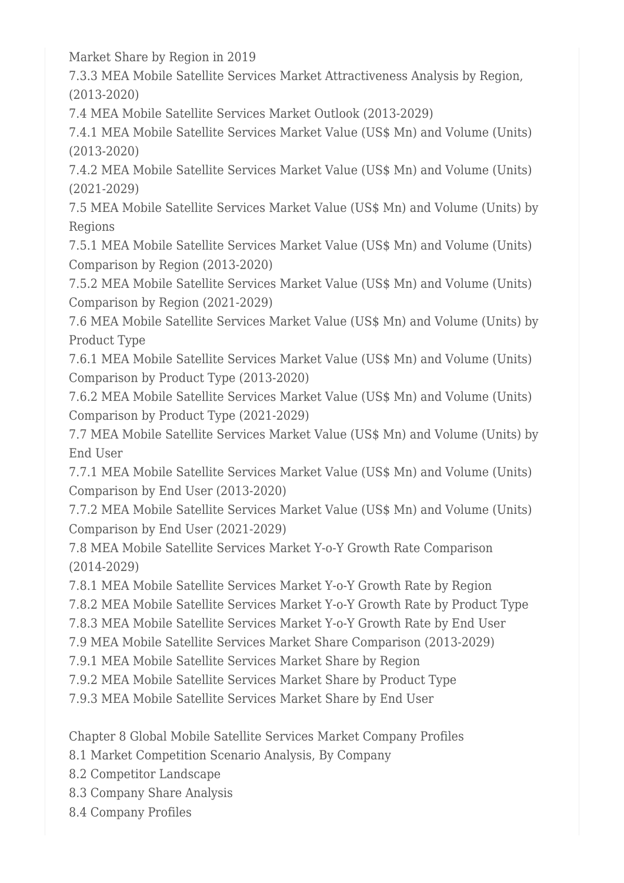Market Share by Region in 2019

7.3.3 MEA Mobile Satellite Services Market Attractiveness Analysis by Region, (2013-2020)

7.4 MEA Mobile Satellite Services Market Outlook (2013-2029)

7.4.1 MEA Mobile Satellite Services Market Value (US$ Mn) and Volume (Units) (2013-2020)

7.4.2 MEA Mobile Satellite Services Market Value (US$ Mn) and Volume (Units) (2021-2029)

7.5 MEA Mobile Satellite Services Market Value (US$ Mn) and Volume (Units) by Regions

7.5.1 MEA Mobile Satellite Services Market Value (US$ Mn) and Volume (Units) Comparison by Region (2013-2020)

7.5.2 MEA Mobile Satellite Services Market Value (US$ Mn) and Volume (Units) Comparison by Region (2021-2029)

7.6 MEA Mobile Satellite Services Market Value (US$ Mn) and Volume (Units) by Product Type

7.6.1 MEA Mobile Satellite Services Market Value (US$ Mn) and Volume (Units) Comparison by Product Type (2013-2020)

7.6.2 MEA Mobile Satellite Services Market Value (US$ Mn) and Volume (Units) Comparison by Product Type (2021-2029)

7.7 MEA Mobile Satellite Services Market Value (US$ Mn) and Volume (Units) by End User

7.7.1 MEA Mobile Satellite Services Market Value (US$ Mn) and Volume (Units) Comparison by End User (2013-2020)

7.7.2 MEA Mobile Satellite Services Market Value (US$ Mn) and Volume (Units) Comparison by End User (2021-2029)

7.8 MEA Mobile Satellite Services Market Y-o-Y Growth Rate Comparison (2014-2029)

7.8.1 MEA Mobile Satellite Services Market Y-o-Y Growth Rate by Region

7.8.2 MEA Mobile Satellite Services Market Y-o-Y Growth Rate by Product Type

7.8.3 MEA Mobile Satellite Services Market Y-o-Y Growth Rate by End User

7.9 MEA Mobile Satellite Services Market Share Comparison (2013-2029)

7.9.1 MEA Mobile Satellite Services Market Share by Region

7.9.2 MEA Mobile Satellite Services Market Share by Product Type

7.9.3 MEA Mobile Satellite Services Market Share by End User

Chapter 8 Global Mobile Satellite Services Market Company Profiles

8.1 Market Competition Scenario Analysis, By Company

8.2 Competitor Landscape

8.3 Company Share Analysis

8.4 Company Profiles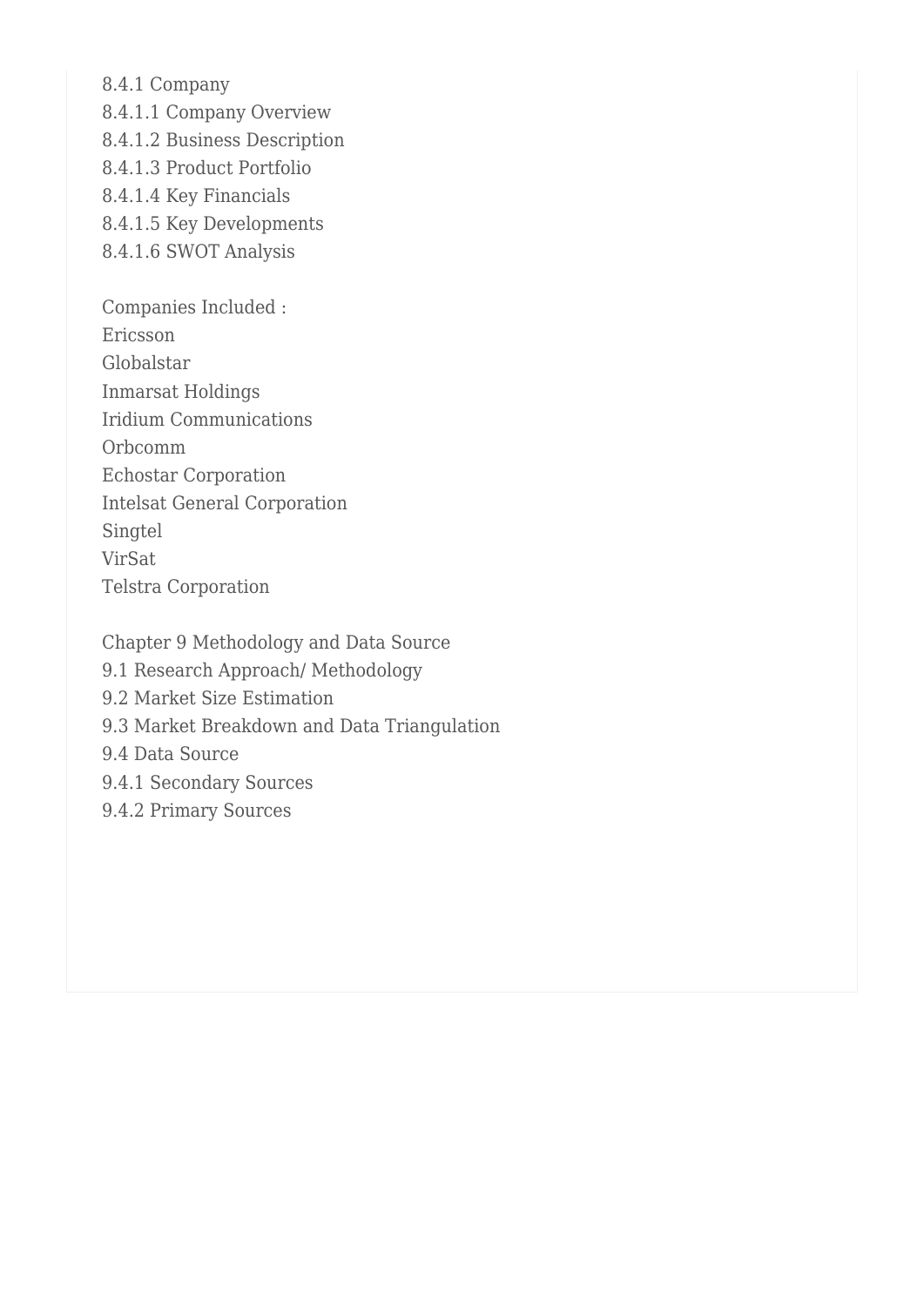8.4.1 Company
8.4.1.1 Company Overview
8.4.1.2 Business Description
8.4.1.3 Product Portfolio
8.4.1.4 Key Financials
8.4.1.5 Key Developments
8.4.1.6 SWOT Analysis

Companies Included :
Ericsson
Globalstar
Inmarsat Holdings
Iridium Communications
Orbcomm
Echostar Corporation
Intelsat General Corporation
Singtel
VirSat
Telstra Corporation

Chapter 9 Methodology and Data Source
9.1 Research Approach/ Methodology
9.2 Market Size Estimation
9.3 Market Breakdown and Data Triangulation
9.4 Data Source
9.4.1 Secondary Sources
9.4.2 Primary Sources